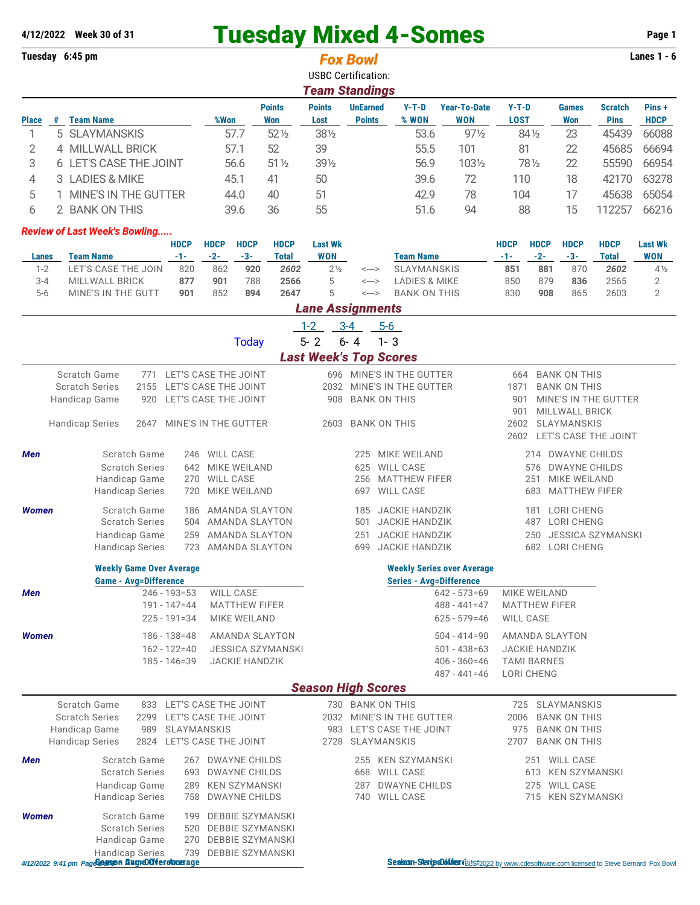**4/12/2022 Week 30 of 31**

# Tuesday Mixed 4-Somes

**Tuesday 6:45 pm** — **Lanes 1 - 6**

## Fox Bowl

USBC Certification:

## Team Standings

| Place | # | Team Name | %Won | Points Won | Points Lost | UnEarned Points | Y-T-D % WON | Year-To-Date WON | Y-T-D LOST | Games Won | Scratch Pins | Pins + HDCP |
|---|---|---|---|---|---|---|---|---|---|---|---|---|
| 1 | 5 | SLAYMANSKIS | 57.7 | 52½ | 38½ | | 53.6 | 97½ | 84½ | 23 | 45439 | 66088 |
| 2 | 4 | MILLWALL BRICK | 57.1 | 52 | 39 | | 55.5 | 101 | 81 | 22 | 45685 | 66694 |
| 3 | 6 | LET'S CASE THE JOINT | 56.6 | 51½ | 39½ | | 56.9 | 103½ | 78½ | 22 | 55590 | 66954 |
| 4 | 3 | LADIES & MIKE | 45.1 | 41 | 50 | | 39.6 | 72 | 110 | 18 | 42170 | 63278 |
| 5 | 1 | MINE'S IN THE GUTTER | 44.0 | 40 | 51 | | 42.9 | 78 | 104 | 17 | 45638 | 65054 |
| 6 | 2 | BANK ON THIS | 39.6 | 36 | 55 | | 51.6 | 94 | 88 | 15 | 112257 | 66216 |

*Review of Last Week's Bowling.....*

| Lanes | Team Name | HDCP -1- | HDCP -2- | HDCP -3- | HDCP Total | Last Wk WON | | Team Name | HDCP -1- | HDCP -2- | HDCP -3- | HDCP Total | Last Wk WON |
|---|---|---|---|---|---|---|---|---|---|---|---|---|---|
| 1-2 | LET'S CASE THE JOIN | 820 | 862 | **920** | ***2602*** | 2½ | <---> | SLAYMANSKIS | **851** | **881** | 870 | ***2602*** | 4½ |
| 3-4 | MILLWALL BRICK | **877** | **901** | 788 | **2566** | 5 | <---> | LADIES & MIKE | 850 | 879 | **836** | 2565 | 2 |
| 5-6 | MINE'S IN THE GUTT | **901** | 852 | **894** | **2647** | 5 | <---> | BANK ON THIS | 830 | **908** | 865 | 2603 | 2 |

## Lane Assignments

| | 1-2 | 3-4 | 5-6 |
|---|---|---|---|
| Today | 5- 2 | 6- 4 | 1- 3 |

## Last Week's Top Scores

| | | | | | | |
|---|---|---|---|---|---|---|
| Scratch Game | 771 | LET'S CASE THE JOINT | 696 | MINE'S IN THE GUTTER | 664 | BANK ON THIS |
| Scratch Series | 2155 | LET'S CASE THE JOINT | 2032 | MINE'S IN THE GUTTER | 1871 | BANK ON THIS |
| Handicap Game | 920 | LET'S CASE THE JOINT | 908 | BANK ON THIS | 901 | MINE'S IN THE GUTTER |
| | | | | | 901 | MILLWALL BRICK |
| Handicap Series | 2647 | MINE'S IN THE GUTTER | 2603 | BANK ON THIS | 2602 | SLAYMANSKIS |
| | | | | | 2602 | LET'S CASE THE JOINT |

| | | | | | | | |
|---|---|---|---|---|---|---|---|
| ***Men*** | Scratch Game | 246 | WILL CASE | 225 | MIKE WEILAND | 214 | DWAYNE CHILDS |
| | Scratch Series | 642 | MIKE WEILAND | 625 | WILL CASE | 576 | DWAYNE CHILDS |
| | Handicap Game | 270 | WILL CASE | 256 | MATTHEW FIFER | 251 | MIKE WEILAND |
| | Handicap Series | 720 | MIKE WEILAND | 697 | WILL CASE | 683 | MATTHEW FIFER |
| ***Women*** | Scratch Game | 186 | AMANDA SLAYTON | 185 | JACKIE HANDZIK | 181 | LORI CHENG |
| | Scratch Series | 504 | AMANDA SLAYTON | 501 | JACKIE HANDZIK | 487 | LORI CHENG |
| | Handicap Game | 259 | AMANDA SLAYTON | 251 | JACKIE HANDZIK | 250 | JESSICA SZYMANSKI |
| | Handicap Series | 723 | AMANDA SLAYTON | 699 | JACKIE HANDZIK | 682 | LORI CHENG |

| | Weekly Game Over Average (Game - Avg=Difference) | | Weekly Series over Average (Series - Avg=Difference) | |
|---|---|---|---|---|
| ***Men*** | 246 - 193=53 | WILL CASE | 642 - 573=69 | MIKE WEILAND |
| | 191 - 147=44 | MATTHEW FIFER | 488 - 441=47 | MATTHEW FIFER |
| | 225 - 191=34 | MIKE WEILAND | 625 - 579=46 | WILL CASE |
| ***Women*** | 186 - 138=48 | AMANDA SLAYTON | 504 - 414=90 | AMANDA SLAYTON |
| | 162 - 122=40 | JESSICA SZYMANSKI | 501 - 438=63 | JACKIE HANDZIK |
| | 185 - 146=39 | JACKIE HANDZIK | 406 - 360=46 | TAMI BARNES |
| | | | 487 - 441=46 | LORI CHENG |

## Season High Scores

| | | | | | | |
|---|---|---|---|---|---|---|
| Scratch Game | 833 | LET'S CASE THE JOINT | 730 | BANK ON THIS | 725 | SLAYMANSKIS |
| Scratch Series | 2299 | LET'S CASE THE JOINT | 2032 | MINE'S IN THE GUTTER | 2006 | BANK ON THIS |
| Handicap Game | 989 | SLAYMANSKIS | 983 | LET'S CASE THE JOINT | 975 | BANK ON THIS |
| Handicap Series | 2824 | LET'S CASE THE JOINT | 2728 | SLAYMANSKIS | 2707 | BANK ON THIS |

| | | | | | | | |
|---|---|---|---|---|---|---|---|
| ***Men*** | Scratch Game | 267 | DWAYNE CHILDS | 255 | KEN SZYMANSKI | 251 | WILL CASE |
| | Scratch Series | 693 | DWAYNE CHILDS | 668 | WILL CASE | 613 | KEN SZYMANSKI |
| | Handicap Game | 289 | KEN SZYMANSKI | 287 | DWAYNE CHILDS | 275 | WILL CASE |
| | Handicap Series | 758 | DWAYNE CHILDS | 740 | WILL CASE | 715 | KEN SZYMANSKI |
| ***Women*** | Scratch Game | 199 | DEBBIE SZYMANSKI | | | | |
| | Scratch Series | 520 | DEBBIE SZYMANSKI | | | | |
| | Handicap Game | 270 | DEBBIE SZYMANSKI | | | | |
| | Handicap Series | 739 | DEBBIE SZYMANSKI | | | | |

**Season Game Over Average** — **Season Series over Average**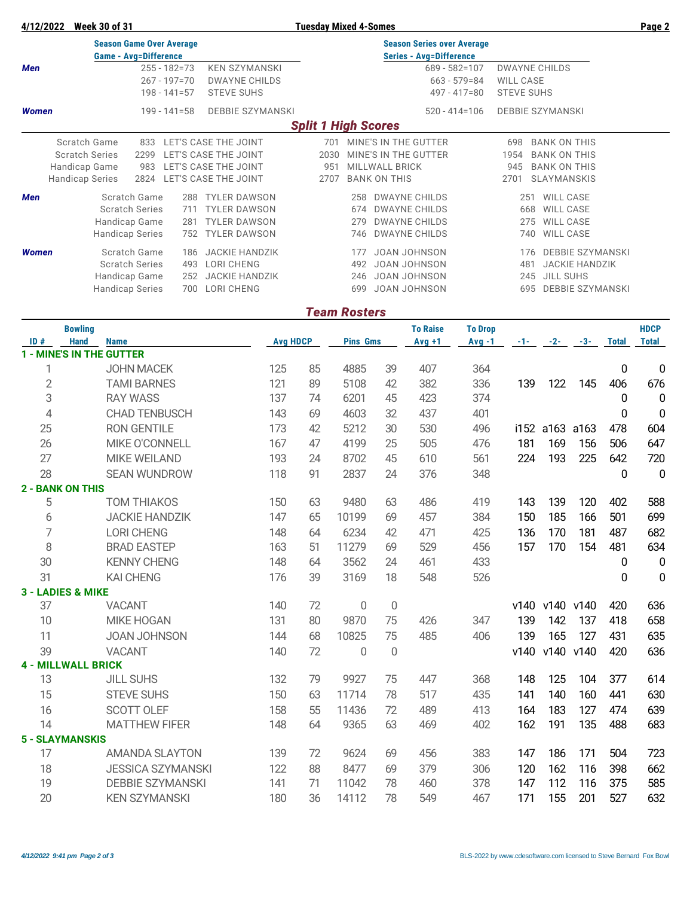4/12/2022 Week 30 of 31 — Tuesday Mixed 4-Somes

## Season Game Over Average / Season Series over Average

| | Game - Avg=Difference | | Series - Avg=Difference | |
|---|---|---|---|---|
| **Men** | 255 - 182=73 | KEN SZYMANSKI | 689 - 582=107 | DWAYNE CHILDS |
| | 267 - 197=70 | DWAYNE CHILDS | 663 - 579=84 | WILL CASE |
| | 198 - 141=57 | STEVE SUHS | 497 - 417=80 | STEVE SUHS |
| **Women** | 199 - 141=58 | DEBBIE SZYMANSKI | 520 - 414=106 | DEBBIE SZYMANSKI |

## *Split 1 High Scores*

| | | | | | | |
|---|---|---|---|---|---|---|
| Scratch Game | 833 | LET'S CASE THE JOINT | 701 | MINE'S IN THE GUTTER | 698 | BANK ON THIS |
| Scratch Series | 2299 | LET'S CASE THE JOINT | 2030 | MINE'S IN THE GUTTER | 1954 | BANK ON THIS |
| Handicap Game | 983 | LET'S CASE THE JOINT | 951 | MILLWALL BRICK | 945 | BANK ON THIS |
| Handicap Series | 2824 | LET'S CASE THE JOINT | 2707 | BANK ON THIS | 2701 | SLAYMANSKIS |

| | | | | | | | |
|---|---|---|---|---|---|---|---|
| **Men** | Scratch Game | 288 | TYLER DAWSON | 258 | DWAYNE CHILDS | 251 | WILL CASE |
| | Scratch Series | 711 | TYLER DAWSON | 674 | DWAYNE CHILDS | 668 | WILL CASE |
| | Handicap Game | 281 | TYLER DAWSON | 279 | DWAYNE CHILDS | 275 | WILL CASE |
| | Handicap Series | 752 | TYLER DAWSON | 746 | DWAYNE CHILDS | 740 | WILL CASE |
| **Women** | Scratch Game | 186 | JACKIE HANDZIK | 177 | JOAN JOHNSON | 176 | DEBBIE SZYMANSKI |
| | Scratch Series | 493 | LORI CHENG | 492 | JOAN JOHNSON | 481 | JACKIE HANDZIK |
| | Handicap Game | 252 | JACKIE HANDZIK | 246 | JOAN JOHNSON | 245 | JILL SUHS |
| | Handicap Series | 700 | LORI CHENG | 699 | JOAN JOHNSON | 695 | DEBBIE SZYMANSKI |

## *Team Rosters*

| ID # | Bowling Hand | Name | Avg | HDCP | Pins | Gms | To Raise Avg +1 | To Drop Avg -1 | -1- | -2- | -3- | Total | HDCP Total |
|---|---|---|---|---|---|---|---|---|---|---|---|---|---|
| **1 - MINE'S IN THE GUTTER** | | | | | | | | | | | | | |
| 1 | | JOHN MACEK | 125 | 85 | 4885 | 39 | 407 | 364 | | | | 0 | 0 |
| 2 | | TAMI BARNES | 121 | 89 | 5108 | 42 | 382 | 336 | 139 | 122 | 145 | 406 | 676 |
| 3 | | RAY WASS | 137 | 74 | 6201 | 45 | 423 | 374 | | | | 0 | 0 |
| 4 | | CHAD TENBUSCH | 143 | 69 | 4603 | 32 | 437 | 401 | | | | 0 | 0 |
| 25 | | RON GENTILE | 173 | 42 | 5212 | 30 | 530 | 496 | i152 | a163 | a163 | 478 | 604 |
| 26 | | MIKE O'CONNELL | 167 | 47 | 4199 | 25 | 505 | 476 | 181 | 169 | 156 | 506 | 647 |
| 27 | | MIKE WEILAND | 193 | 24 | 8702 | 45 | 610 | 561 | 224 | 193 | 225 | 642 | 720 |
| 28 | | SEAN WUNDROW | 118 | 91 | 2837 | 24 | 376 | 348 | | | | 0 | 0 |
| **2 - BANK ON THIS** | | | | | | | | | | | | | |
| 5 | | TOM THIAKOS | 150 | 63 | 9480 | 63 | 486 | 419 | 143 | 139 | 120 | 402 | 588 |
| 6 | | JACKIE HANDZIK | 147 | 65 | 10199 | 69 | 457 | 384 | 150 | 185 | 166 | 501 | 699 |
| 7 | | LORI CHENG | 148 | 64 | 6234 | 42 | 471 | 425 | 136 | 170 | 181 | 487 | 682 |
| 8 | | BRAD EASTEP | 163 | 51 | 11279 | 69 | 529 | 456 | 157 | 170 | 154 | 481 | 634 |
| 30 | | KENNY CHENG | 148 | 64 | 3562 | 24 | 461 | 433 | | | | 0 | 0 |
| 31 | | KAI CHENG | 176 | 39 | 3169 | 18 | 548 | 526 | | | | 0 | 0 |
| **3 - LADIES & MIKE** | | | | | | | | | | | | | |
| 37 | | VACANT | 140 | 72 | 0 | 0 | | | v140 | v140 | v140 | 420 | 636 |
| 10 | | MIKE HOGAN | 131 | 80 | 9870 | 75 | 426 | 347 | 139 | 142 | 137 | 418 | 658 |
| 11 | | JOAN JOHNSON | 144 | 68 | 10825 | 75 | 485 | 406 | 139 | 165 | 127 | 431 | 635 |
| 39 | | VACANT | 140 | 72 | 0 | 0 | | | v140 | v140 | v140 | 420 | 636 |
| **4 - MILLWALL BRICK** | | | | | | | | | | | | | |
| 13 | | JILL SUHS | 132 | 79 | 9927 | 75 | 447 | 368 | 148 | 125 | 104 | 377 | 614 |
| 15 | | STEVE SUHS | 150 | 63 | 11714 | 78 | 517 | 435 | 141 | 140 | 160 | 441 | 630 |
| 16 | | SCOTT OLEF | 158 | 55 | 11436 | 72 | 489 | 413 | 164 | 183 | 127 | 474 | 639 |
| 14 | | MATTHEW FIFER | 148 | 64 | 9365 | 63 | 469 | 402 | 162 | 191 | 135 | 488 | 683 |
| **5 - SLAYMANSKIS** | | | | | | | | | | | | | |
| 17 | | AMANDA SLAYTON | 139 | 72 | 9624 | 69 | 456 | 383 | 147 | 186 | 171 | 504 | 723 |
| 18 | | JESSICA SZYMANSKI | 122 | 88 | 8477 | 69 | 379 | 306 | 120 | 162 | 116 | 398 | 662 |
| 19 | | DEBBIE SZYMANSKI | 141 | 71 | 11042 | 78 | 460 | 378 | 147 | 112 | 116 | 375 | 585 |
| 20 | | KEN SZYMANSKI | 180 | 36 | 14112 | 78 | 549 | 467 | 171 | 155 | 201 | 527 | 632 |

BLS-2022 by www.cdesoftware.com licensed to Steve Bernard Fox Bowl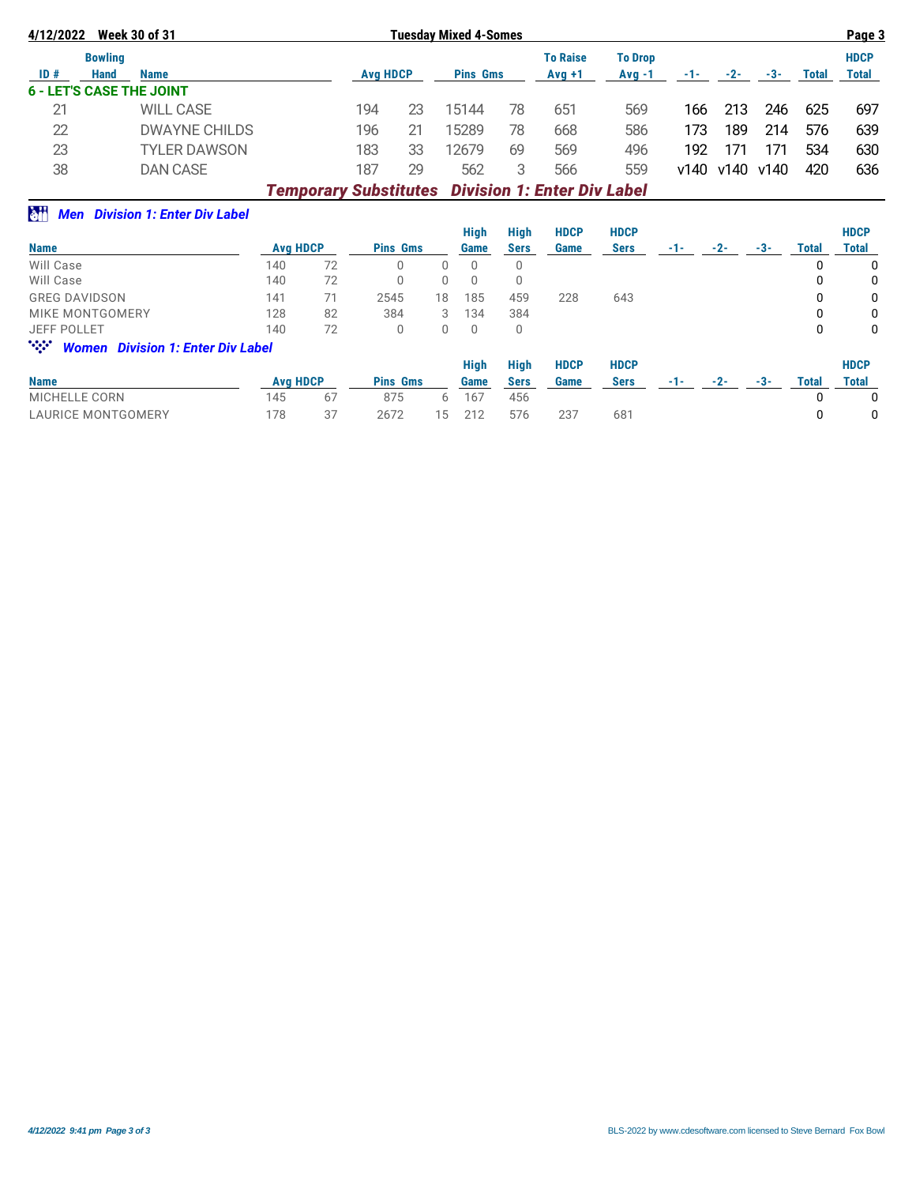| ID # | Bowling Hand | Name | Avg | HDCP | Pins | Gms | To Raise Avg +1 | To Drop Avg -1 | -1- | -2- | -3- | Total | HDCP Total |
|---|---|---|---|---|---|---|---|---|---|---|---|---|---|
| **6 - LET'S CASE THE JOINT** | | | | | | | | | | | | | |
| 21 | | WILL CASE | 194 | 23 | 15144 | 78 | 651 | 569 | 166 | 213 | 246 | 625 | 697 |
| 22 | | DWAYNE CHILDS | 196 | 21 | 15289 | 78 | 668 | 586 | 173 | 189 | 214 | 576 | 639 |
| 23 | | TYLER DAWSON | 183 | 33 | 12679 | 69 | 569 | 496 | 192 | 171 | 171 | 534 | 630 |
| 38 | | DAN CASE | 187 | 29 | 562 | 3 | 566 | 559 | v140 | v140 | v140 | 420 | 636 |

## *Temporary Substitutes Division 1: Enter Div Label*

### *Men Division 1: Enter Div Label*

| Name | Avg | HDCP | Pins | Gms | High Game | High Sers | HDCP Game | HDCP Sers | -1- | -2- | -3- | Total | HDCP Total |
|---|---|---|---|---|---|---|---|---|---|---|---|---|---|
| Will Case | 140 | 72 | 0 | 0 | 0 | 0 | | | | | | 0 | 0 |
| Will Case | 140 | 72 | 0 | 0 | 0 | 0 | | | | | | 0 | 0 |
| GREG DAVIDSON | 141 | 71 | 2545 | 18 | 185 | 459 | 228 | 643 | | | | 0 | 0 |
| MIKE MONTGOMERY | 128 | 82 | 384 | 3 | 134 | 384 | | | | | | 0 | 0 |
| JEFF POLLET | 140 | 72 | 0 | 0 | 0 | 0 | | | | | | 0 | 0 |

### *Women Division 1: Enter Div Label*

| Name | Avg | HDCP | Pins | Gms | High Game | High Sers | HDCP Game | HDCP Sers | -1- | -2- | -3- | Total | HDCP Total |
|---|---|---|---|---|---|---|---|---|---|---|---|---|---|
| MICHELLE CORN | 145 | 67 | 875 | 6 | 167 | 456 | | | | | | 0 | 0 |
| LAURICE MONTGOMERY | 178 | 37 | 2672 | 15 | 212 | 576 | 237 | 681 | | | | 0 | 0 |